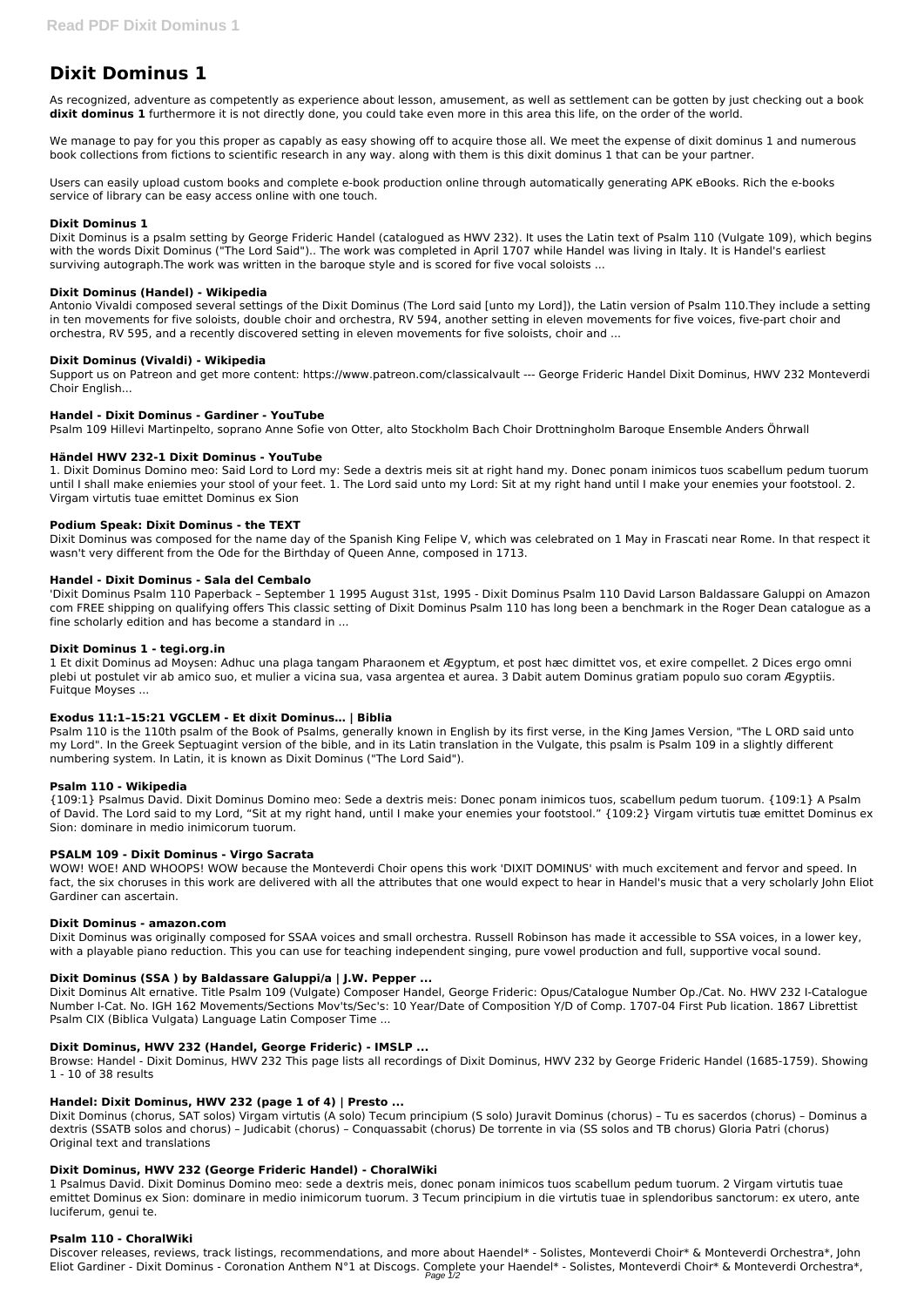# Dixit Dominus 1

As recognized, adventure as competently as experience about lesson, amusement, as well as settlement can be gotten by just checking out a book **dixit dominus 1** furthermore it is not directly done, you could take even more in this area this life, on the order of the world.

We manage to pay for you this proper as capably as easy showing off to acquire those all. We meet the expense of dixit dominus 1 and numerous book collections from fictions to scientific research in any way. along with them is this dixit dominus 1 that can be your partner.

Users can easily upload custom books and complete e-book production online through automatically generating APK eBooks. Rich the e-books service of library can be easy access online with one touch.

### Dixit Dominus 1

Dixit Dominus is a psalm setting by George Frideric Handel (catalogued as HWV 232). It uses the Latin text of Psalm 110 (Vulgate 109), which begins with the words Dixit Dominus ("The Lord Said").. The work was completed in April 1707 while Handel was living in Italy. It is Handel's earliest surviving autograph.The work was written in the baroque style and is scored for five vocal soloists ...

### Dixit Dominus (Handel) - Wikipedia

Antonio Vivaldi composed several settings of the Dixit Dominus (The Lord said [unto my Lord]), the Latin version of Psalm 110.They include a setting in ten movements for five soloists, double choir and orchestra, RV 594, another setting in eleven movements for five voices, five-part choir and orchestra, RV 595, and a recently discovered setting in eleven movements for five soloists, choir and ...

### Dixit Dominus (Vivaldi) - Wikipedia

Support us on Patreon and get more content: https://www.patreon.com/classicalvault --- George Frideric Handel Dixit Dominus, HWV 232 Monteverdi Choir English...

### Handel - Dixit Dominus - Gardiner - YouTube

Psalm 109 Hillevi Martinpelto, soprano Anne Sofie von Otter, alto Stockholm Bach Choir Drottningholm Baroque Ensemble Anders Öhrwall

### Händel HWV 232-1 Dixit Dominus - YouTube

1. Dixit Dominus Domino meo: Said Lord to Lord my: Sede a dextris meis sit at right hand my. Donec ponam inimicos tuos scabellum pedum tuorum until I shall make eniemies your stool of your feet. 1. The Lord said unto my Lord: Sit at my right hand until I make your enemies your footstool. 2. Virgam virtutis tuae emittet Dominus ex Sion

### Podium Speak: Dixit Dominus - the TEXT

Dixit Dominus was composed for the name day of the Spanish King Felipe V, which was celebrated on 1 May in Frascati near Rome. In that respect it wasn't very different from the Ode for the Birthday of Queen Anne, composed in 1713.

### Handel - Dixit Dominus - Sala del Cembalo

'Dixit Dominus Psalm 110 Paperback – September 1 1995 August 31st, 1995 - Dixit Dominus Psalm 110 David Larson Baldassare Galuppi on Amazon com FREE shipping on qualifying offers This classic setting of Dixit Dominus Psalm 110 has long been a benchmark in the Roger Dean catalogue as a fine scholarly edition and has become a standard in ...

### Dixit Dominus 1 - tegi.org.in

1 Et dixit Dominus ad Moysen: Adhuc una plaga tangam Pharaonem et Ægyptum, et post hæc dimittet vos, et exire compellet. 2 Dices ergo omni plebi ut postulet vir ab amico suo, et mulier a vicina sua, vasa argentea et aurea. 3 Dabit autem Dominus gratiam populo suo coram Ægyptiis. Fuitque Moyses ...

### Exodus 11:1–15:21 VGCLEM - Et dixit Dominus… | Biblia

Psalm 110 is the 110th psalm of the Book of Psalms, generally known in English by its first verse, in the King James Version, "The L ORD said unto my Lord". In the Greek Septuagint version of the bible, and in its Latin translation in the Vulgate, this psalm is Psalm 109 in a slightly different numbering system. In Latin, it is known as Dixit Dominus ("The Lord Said").

### Psalm 110 - Wikipedia

{109:1} Psalmus David. Dixit Dominus Domino meo: Sede a dextris meis: Donec ponam inimicos tuos, scabellum pedum tuorum. {109:1} A Psalm of David. The Lord said to my Lord, "Sit at my right hand, until I make your enemies your footstool." {109:2} Virgam virtutis tuæ emittet Dominus ex Sion: dominare in medio inimicorum tuorum.

### PSALM 109 - Dixit Dominus - Virgo Sacrata

WOW! WOE! AND WHOOPS! WOW because the Monteverdi Choir opens this work 'DIXIT DOMINUS' with much excitement and fervor and speed. In fact, the six choruses in this work are delivered with all the attributes that one would expect to hear in Handel's music that a very scholarly John Eliot Gardiner can ascertain.

### Dixit Dominus - amazon.com

Dixit Dominus was originally composed for SSAA voices and small orchestra. Russell Robinson has made it accessible to SSA voices, in a lower key, with a playable piano reduction. This you can use for teaching independent singing, pure vowel production and full, supportive vocal sound.

### Dixit Dominus (SSA ) by Baldassare Galuppi/a | J.W. Pepper ...

Dixit Dominus Alt ernative. Title Psalm 109 (Vulgate) Composer Handel, George Frideric: Opus/Catalogue Number Op./Cat. No. HWV 232 I-Catalogue Number I-Cat. No. IGH 162 Movements/Sections Mov'ts/Sec's: 10 Year/Date of Composition Y/D of Comp. 1707-04 First Pub lication. 1867 Librettist Psalm CIX (Biblica Vulgata) Language Latin Composer Time ...

### Dixit Dominus, HWV 232 (Handel, George Frideric) - IMSLP ...

Browse: Handel - Dixit Dominus, HWV 232 This page lists all recordings of Dixit Dominus, HWV 232 by George Frideric Handel (1685-1759). Showing 1 - 10 of 38 results

### Handel: Dixit Dominus, HWV 232 (page 1 of 4) | Presto ...

Dixit Dominus (chorus, SAT solos) Virgam virtutis (A solo) Tecum principium (S solo) Juravit Dominus (chorus) – Tu es sacerdos (chorus) – Dominus a dextris (SSATB solos and chorus) – Judicabit (chorus) – Conquassabit (chorus) De torrente in via (SS solos and TB chorus) Gloria Patri (chorus) Original text and translations

### Dixit Dominus, HWV 232 (George Frideric Handel) - ChoralWiki

1 Psalmus David. Dixit Dominus Domino meo: sede a dextris meis, donec ponam inimicos tuos scabellum pedum tuorum. 2 Virgam virtutis tuae emittet Dominus ex Sion: dominare in medio inimicorum tuorum. 3 Tecum principium in die virtutis tuae in splendoribus sanctorum: ex utero, ante luciferum, genui te.

### Psalm 110 - ChoralWiki

Discover releases, reviews, track listings, recommendations, and more about Haendel* - Solistes, Monteverdi Choir* & Monteverdi Orchestra*, John Eliot Gardiner - Dixit Dominus - Coronation Anthem N°1 at Discogs. Complete your Haendel* - Solistes, Monteverdi Choir* & Monteverdi Orchestra*,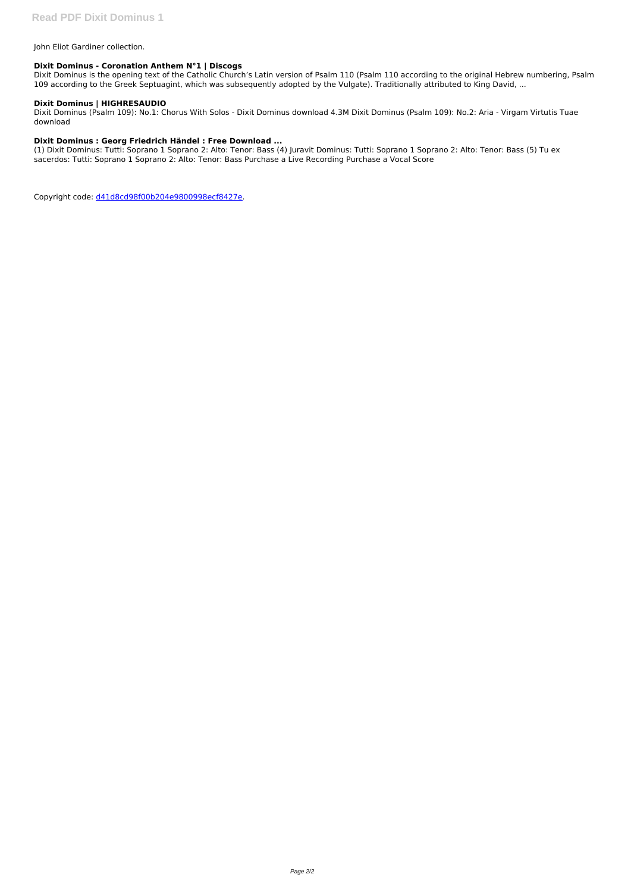John Eliot Gardiner collection.

**Dixit Dominus - Coronation Anthem N°1 | Discogs**

Dixit Dominus is the opening text of the Catholic Church's Latin version of Psalm 110 (Psalm 110 according to the original Hebrew numbering, Psalm 109 according to the Greek Septuagint, which was subsequently adopted by the Vulgate). Traditionally attributed to King David, ...

**Dixit Dominus | HIGHRESAUDIO**

Dixit Dominus (Psalm 109): No.1: Chorus With Solos - Dixit Dominus download 4.3M Dixit Dominus (Psalm 109): No.2: Aria - Virgam Virtutis Tuae download

**Dixit Dominus : Georg Friedrich Händel : Free Download ...**

(1) Dixit Dominus: Tutti: Soprano 1 Soprano 2: Alto: Tenor: Bass (4) Juravit Dominus: Tutti: Soprano 1 Soprano 2: Alto: Tenor: Bass (5) Tu ex sacerdos: Tutti: Soprano 1 Soprano 2: Alto: Tenor: Bass Purchase a Live Recording Purchase a Vocal Score

Copyright code: d41d8cd98f00b204e9800998ecf8427e.